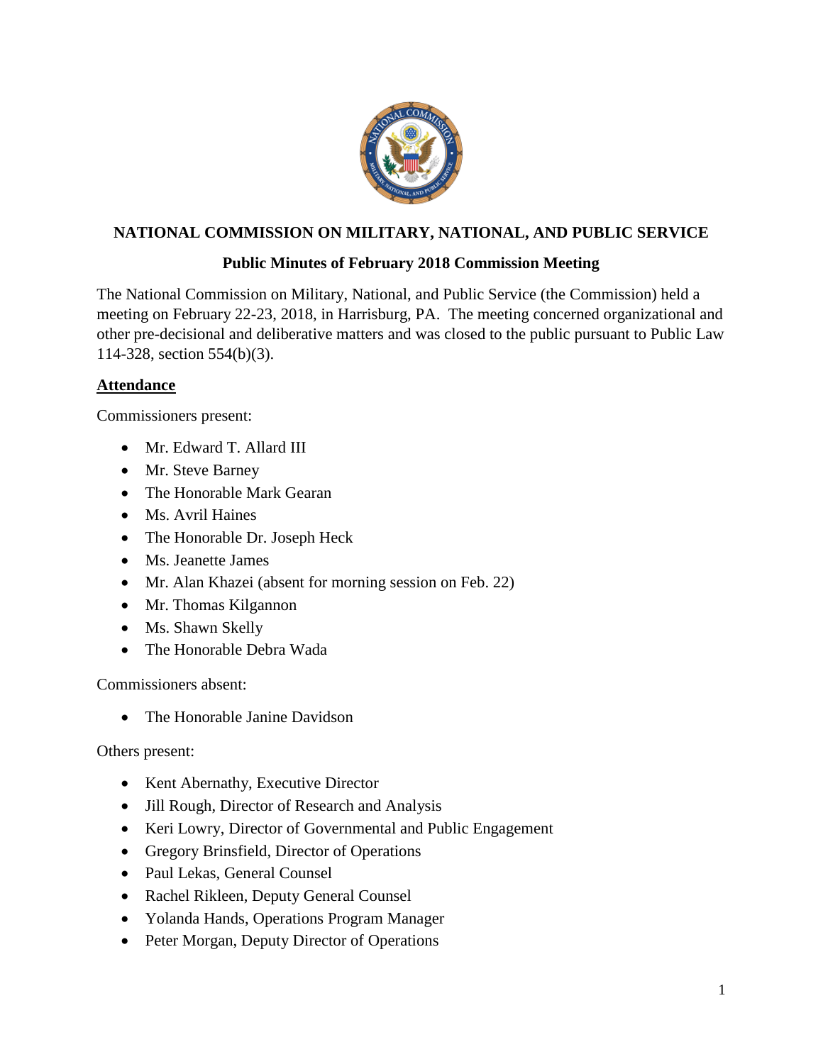# NATIONAL COMMISSION ON MILITARY, NATIONAL, AND PUBLIC SERVICE

## Public Minutes of February 2018 Commission Meeting

The National Commission on Military, National, and Public Service (the Commission) held a meeting on February 22-23, 2018, in Harrisburg, PA. The meeting concerned organizational and other pre-decisional and deliberative matters and was closed to the public pursuant to Public Law 114-328, section 554(b)(3).

### Attendance

Commissioners present:

- Mr. Edward T. Allard III
- Mr. Steve Barney
- The Honorable Mark Gearan
- Ms. Avril Haines
- The Honorable Dr. Joseph Heck
- Ms. Jeanette James
- Mr. Alan Khazei (absent for morning session on Feb. 22)
- Mr. Thomas Kilgannon
- Ms. Shawn Skelly
- The Honorable Debra Wada

Commissioners absent:

- The Honorable Janine Davidson

Others present:

- Kent Abernathy, Executive Director
- Jill Rough, Director of Research and Analysis
- Keri Lowry, Director of Governmental and Public Engagement
- Gregory Brinsfield, Director of Operations
- Paul Lekas, General Counsel
- Rachel Rikleen, Deputy General Counsel
- Yolanda Hands, Operations Program Manager
- Peter Morgan, Deputy Director of Operations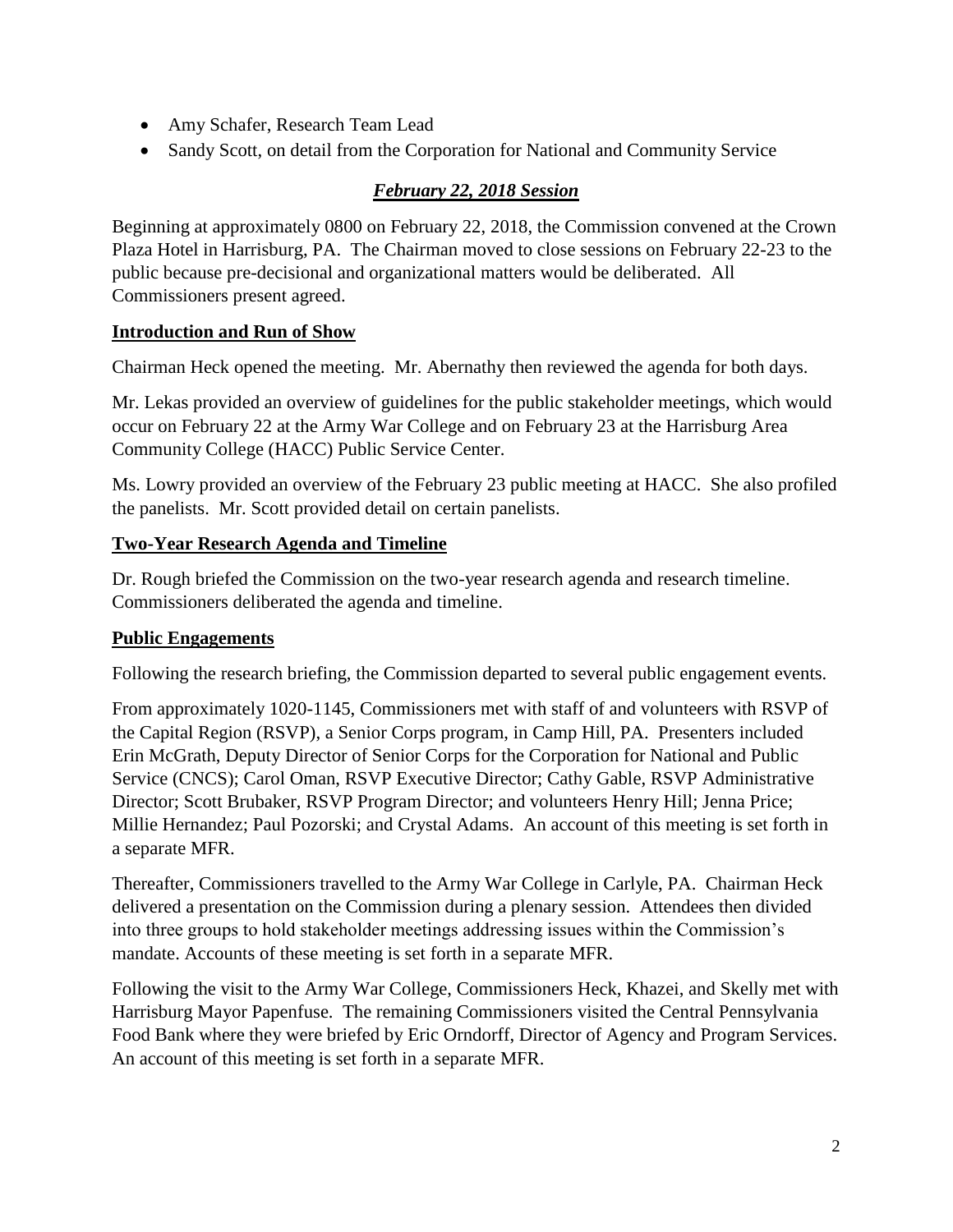- Amy Schafer, Research Team Lead
- Sandy Scott, on detail from the Corporation for National and Community Service

## ***February 22, 2018 Session***

Beginning at approximately 0800 on February 22, 2018, the Commission convened at the Crown Plaza Hotel in Harrisburg, PA. The Chairman moved to close sessions on February 22-23 to the public because pre-decisional and organizational matters would be deliberated. All Commissioners present agreed.

### **Introduction and Run of Show**

Chairman Heck opened the meeting. Mr. Abernathy then reviewed the agenda for both days.

Mr. Lekas provided an overview of guidelines for the public stakeholder meetings, which would occur on February 22 at the Army War College and on February 23 at the Harrisburg Area Community College (HACC) Public Service Center.

Ms. Lowry provided an overview of the February 23 public meeting at HACC. She also profiled the panelists. Mr. Scott provided detail on certain panelists.

### **Two-Year Research Agenda and Timeline**

Dr. Rough briefed the Commission on the two-year research agenda and research timeline. Commissioners deliberated the agenda and timeline.

### **Public Engagements**

Following the research briefing, the Commission departed to several public engagement events.

From approximately 1020-1145, Commissioners met with staff of and volunteers with RSVP of the Capital Region (RSVP), a Senior Corps program, in Camp Hill, PA. Presenters included Erin McGrath, Deputy Director of Senior Corps for the Corporation for National and Public Service (CNCS); Carol Oman, RSVP Executive Director; Cathy Gable, RSVP Administrative Director; Scott Brubaker, RSVP Program Director; and volunteers Henry Hill; Jenna Price; Millie Hernandez; Paul Pozorski; and Crystal Adams. An account of this meeting is set forth in a separate MFR.

Thereafter, Commissioners travelled to the Army War College in Carlyle, PA. Chairman Heck delivered a presentation on the Commission during a plenary session. Attendees then divided into three groups to hold stakeholder meetings addressing issues within the Commission's mandate. Accounts of these meeting is set forth in a separate MFR.

Following the visit to the Army War College, Commissioners Heck, Khazei, and Skelly met with Harrisburg Mayor Papenfuse. The remaining Commissioners visited the Central Pennsylvania Food Bank where they were briefed by Eric Orndorff, Director of Agency and Program Services. An account of this meeting is set forth in a separate MFR.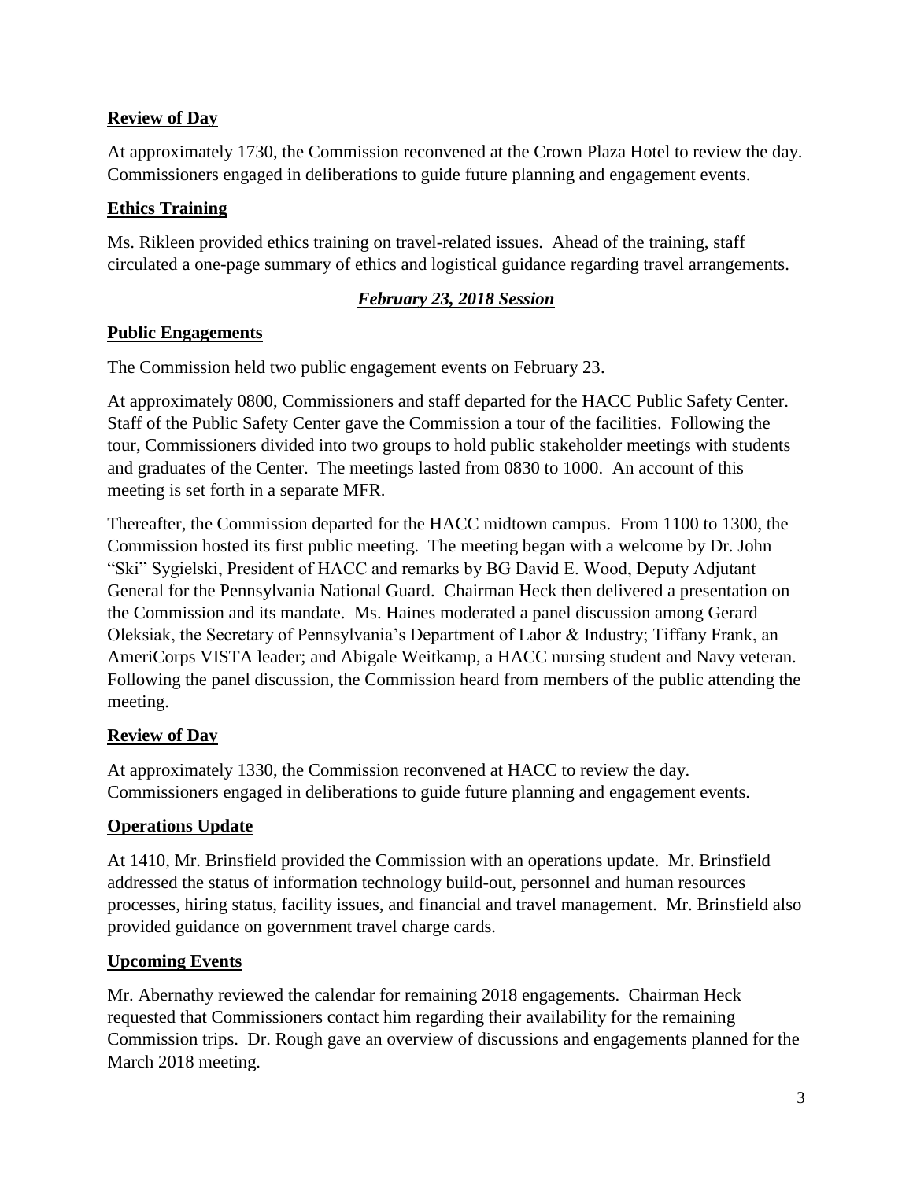**Review of Day**

At approximately 1730, the Commission reconvened at the Crown Plaza Hotel to review the day. Commissioners engaged in deliberations to guide future planning and engagement events.

**Ethics Training**

Ms. Rikleen provided ethics training on travel-related issues. Ahead of the training, staff circulated a one-page summary of ethics and logistical guidance regarding travel arrangements.

***February 23, 2018 Session***

**Public Engagements**

The Commission held two public engagement events on February 23.

At approximately 0800, Commissioners and staff departed for the HACC Public Safety Center. Staff of the Public Safety Center gave the Commission a tour of the facilities. Following the tour, Commissioners divided into two groups to hold public stakeholder meetings with students and graduates of the Center. The meetings lasted from 0830 to 1000. An account of this meeting is set forth in a separate MFR.

Thereafter, the Commission departed for the HACC midtown campus. From 1100 to 1300, the Commission hosted its first public meeting. The meeting began with a welcome by Dr. John "Ski" Sygielski, President of HACC and remarks by BG David E. Wood, Deputy Adjutant General for the Pennsylvania National Guard. Chairman Heck then delivered a presentation on the Commission and its mandate. Ms. Haines moderated a panel discussion among Gerard Oleksiak, the Secretary of Pennsylvania's Department of Labor & Industry; Tiffany Frank, an AmeriCorps VISTA leader; and Abigale Weitkamp, a HACC nursing student and Navy veteran. Following the panel discussion, the Commission heard from members of the public attending the meeting.

**Review of Day**

At approximately 1330, the Commission reconvened at HACC to review the day. Commissioners engaged in deliberations to guide future planning and engagement events.

**Operations Update**

At 1410, Mr. Brinsfield provided the Commission with an operations update. Mr. Brinsfield addressed the status of information technology build-out, personnel and human resources processes, hiring status, facility issues, and financial and travel management. Mr. Brinsfield also provided guidance on government travel charge cards.

**Upcoming Events**

Mr. Abernathy reviewed the calendar for remaining 2018 engagements. Chairman Heck requested that Commissioners contact him regarding their availability for the remaining Commission trips. Dr. Rough gave an overview of discussions and engagements planned for the March 2018 meeting.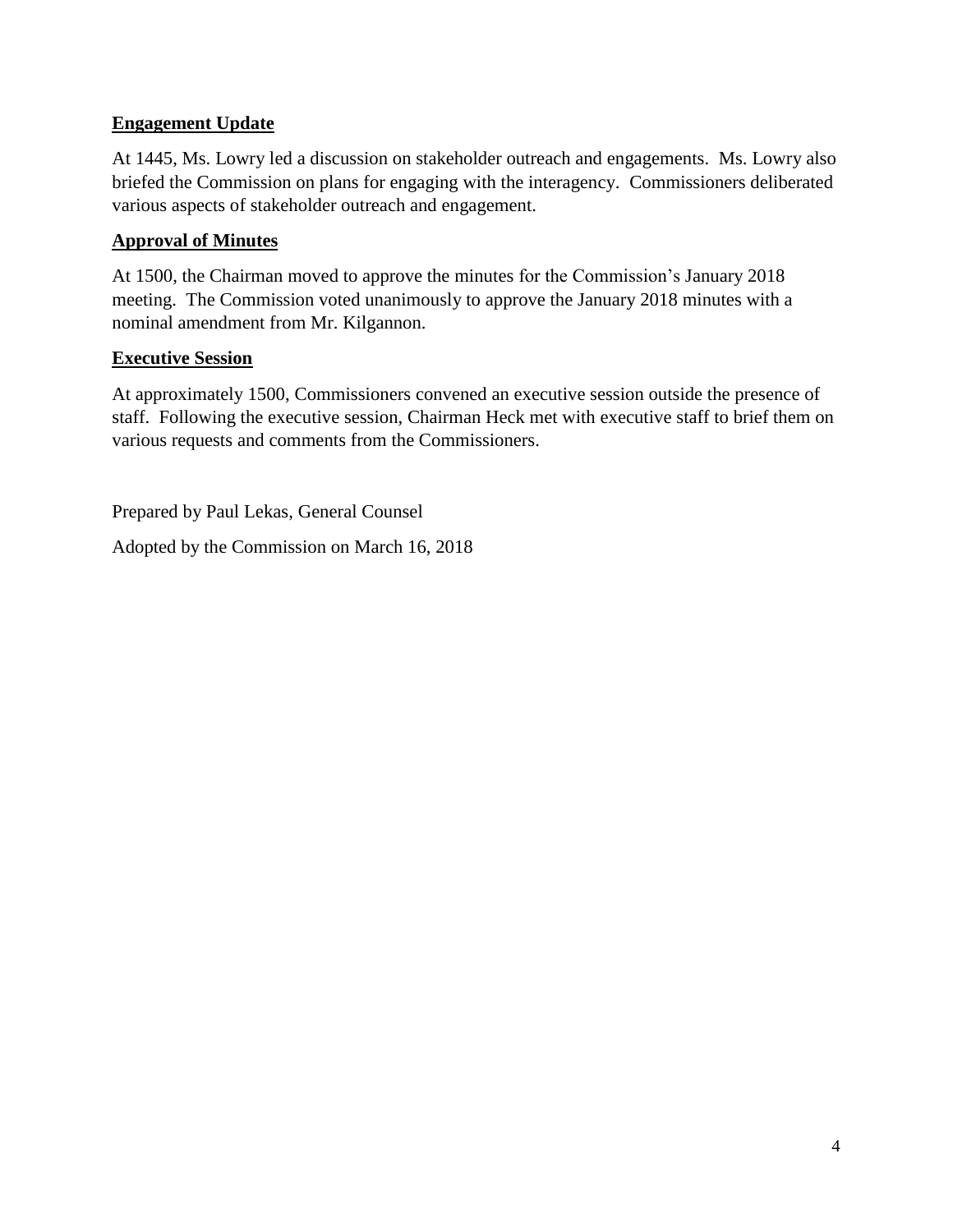**Engagement Update**

At 1445, Ms. Lowry led a discussion on stakeholder outreach and engagements. Ms. Lowry also briefed the Commission on plans for engaging with the interagency. Commissioners deliberated various aspects of stakeholder outreach and engagement.

**Approval of Minutes**

At 1500, the Chairman moved to approve the minutes for the Commission's January 2018 meeting. The Commission voted unanimously to approve the January 2018 minutes with a nominal amendment from Mr. Kilgannon.

**Executive Session**

At approximately 1500, Commissioners convened an executive session outside the presence of staff. Following the executive session, Chairman Heck met with executive staff to brief them on various requests and comments from the Commissioners.

Prepared by Paul Lekas, General Counsel

Adopted by the Commission on March 16, 2018